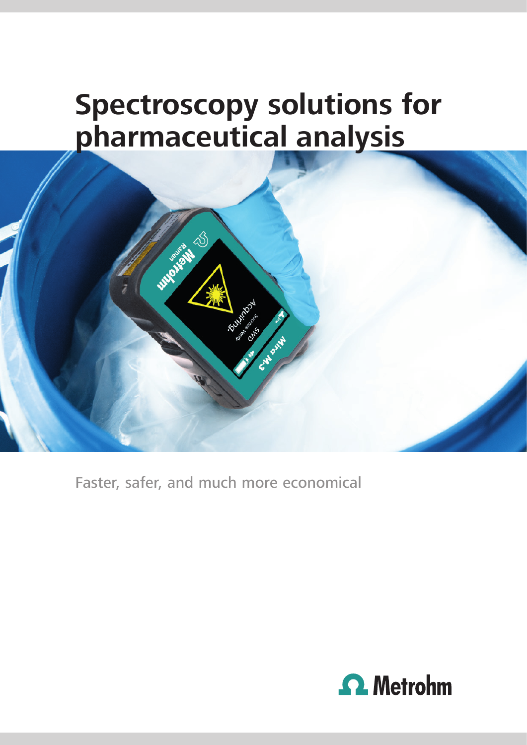# Spectroscopy solutions for pharmaceutical analysis

Faster, safer, and much more economical

Metrohm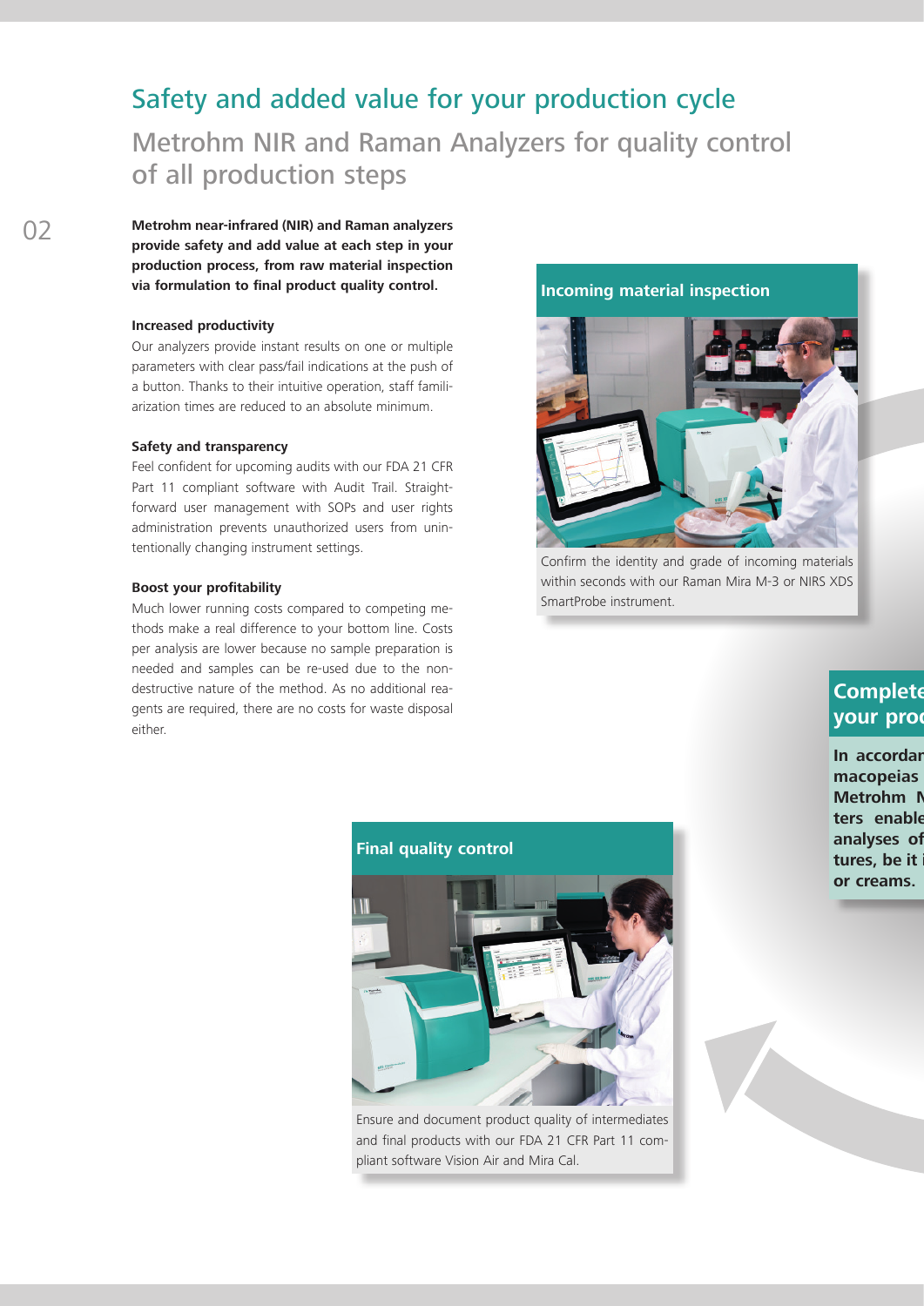# Safety and added value for your production cycle

## Metrohm NIR and Raman Analyzers for quality control of all production steps

**Metrohm near-infrared (NIR) and Raman analyzers provide safety and add value at each step in your production process, from raw material inspection via formulation to final product quality control.**

### Increased productivity

Our analyzers provide instant results on one or multiple parameters with clear pass/fail indications at the push of a button. Thanks to their intuitive operation, staff familiarization times are reduced to an absolute minimum.

### Safety and transparency

Feel confident for upcoming audits with our FDA 21 CFR Part 11 compliant software with Audit Trail. Straightforward user management with SOPs and user rights administration prevents unauthorized users from unintentionally changing instrument settings.

### Boost your profitability

Much lower running costs compared to competing methods make a real difference to your bottom line. Costs per analysis are lower because no sample preparation is needed and samples can be re-used due to the nondestructive nature of the method. As no additional reagents are required, there are no costs for waste disposal either.

### Incoming material inspection

Confirm the identity and grade of incoming materials within seconds with our Raman Mira M-3 or NIRS XDS SmartProbe instrument.

### Final quality control

Ensure and document product quality of intermediates and final products with our FDA 21 CFR Part 11 compliant software Vision Air and Mira Cal.

### Complete your proc

**In accordan macopeias Metrohm N ters enable analyses of tures, be it i or creams.**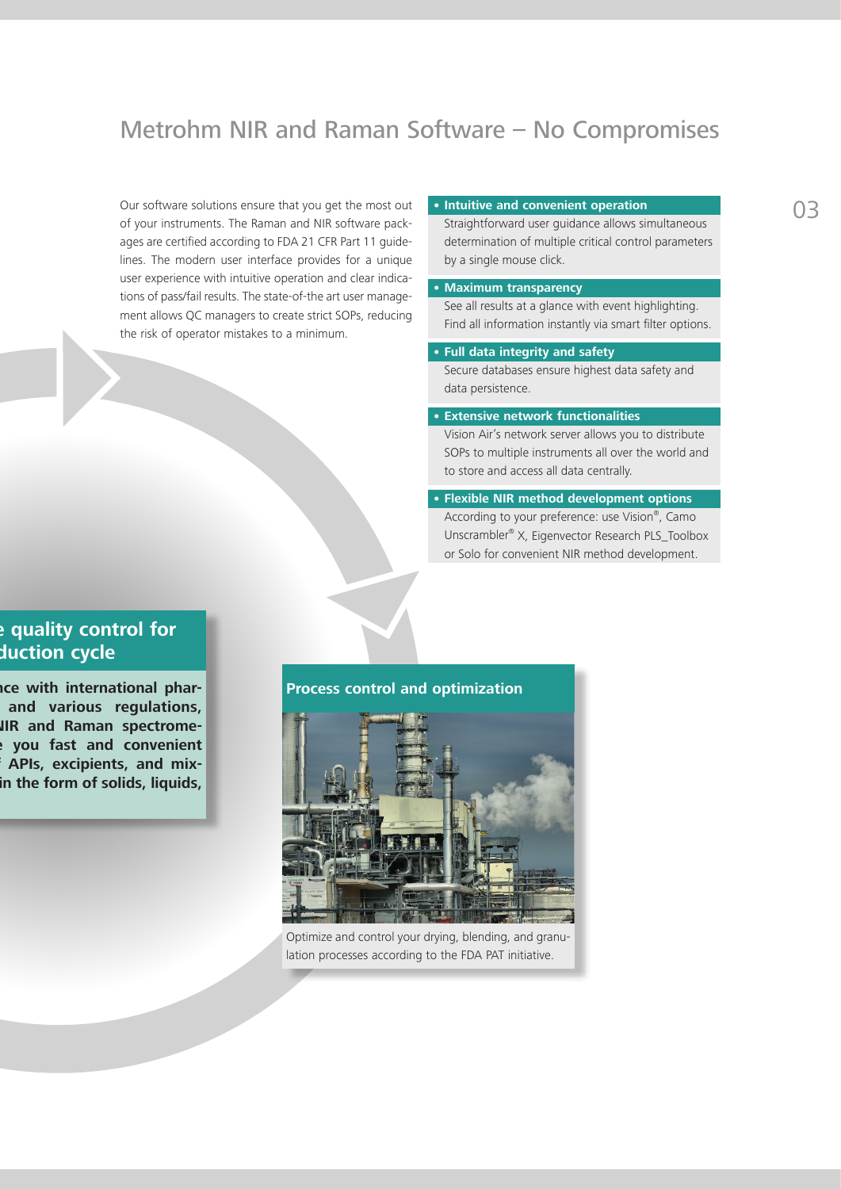# Metrohm NIR and Raman Software – No Compromises

Our software solutions ensure that you get the most out of your instruments. The Raman and NIR software packages are certified according to FDA 21 CFR Part 11 guidelines. The modern user interface provides for a unique user experience with intuitive operation and clear indications of pass/fail results. The state-of-the art user management allows QC managers to create strict SOPs, reducing the risk of operator mistakes to a minimum.

- **Intuitive and convenient operation**
  Straightforward user guidance allows simultaneous determination of multiple critical control parameters by a single mouse click.
- **Maximum transparency**
  See all results at a glance with event highlighting. Find all information instantly via smart filter options.
- **Full data integrity and safety**
  Secure databases ensure highest data safety and data persistence.
- **Extensive network functionalities**
  Vision Air's network server allows you to distribute SOPs to multiple instruments all over the world and to store and access all data centrally.
- **Flexible NIR method development options**
  According to your preference: use Vision®, Camo Unscrambler® X, Eigenvector Research PLS_Toolbox or Solo for convenient NIR method development.

## e quality control for duction cycle

**nce with international phar- and various regulations, NIR and Raman spectrome- e you fast and convenient f APIs, excipients, and mix- in the form of solids, liquids,**

## Process control and optimization

Optimize and control your drying, blending, and granulation processes according to the FDA PAT initiative.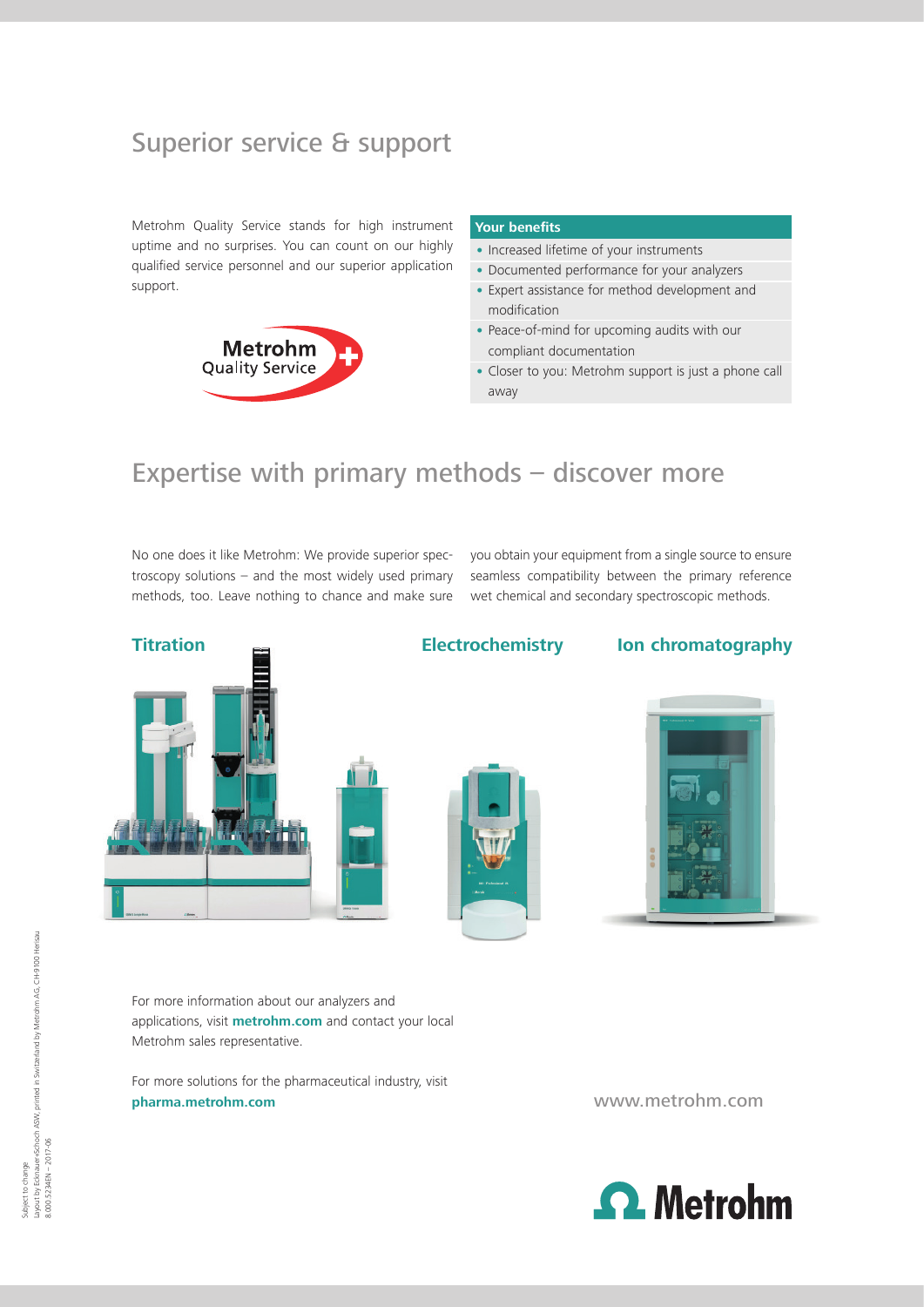# Superior service & support

Metrohm Quality Service stands for high instrument uptime and no surprises. You can count on our highly qualified service personnel and our superior application support.

Metrohm Quality Service

**Your benefits**

- Increased lifetime of your instruments
- Documented performance for your analyzers
- Expert assistance for method development and modification
- Peace-of-mind for upcoming audits with our compliant documentation
- Closer to you: Metrohm support is just a phone call away

# Expertise with primary methods – discover more

No one does it like Metrohm: We provide superior spectroscopy solutions – and the most widely used primary methods, too. Leave nothing to chance and make sure you obtain your equipment from a single source to ensure seamless compatibility between the primary reference wet chemical and secondary spectroscopic methods.

**Titration**

**Electrochemistry**

**Ion chromatography**

For more information about our analyzers and applications, visit **metrohm.com** and contact your local Metrohm sales representative.

For more solutions for the pharmaceutical industry, visit **pharma.metrohm.com**

www.metrohm.com

Metrohm

Subject to change
Layout by Ecknauer+Schoch ASW, printed in Switzerland by Metrohm AG, CH-9100 Herisau
8.000.5234EN – 2017-06